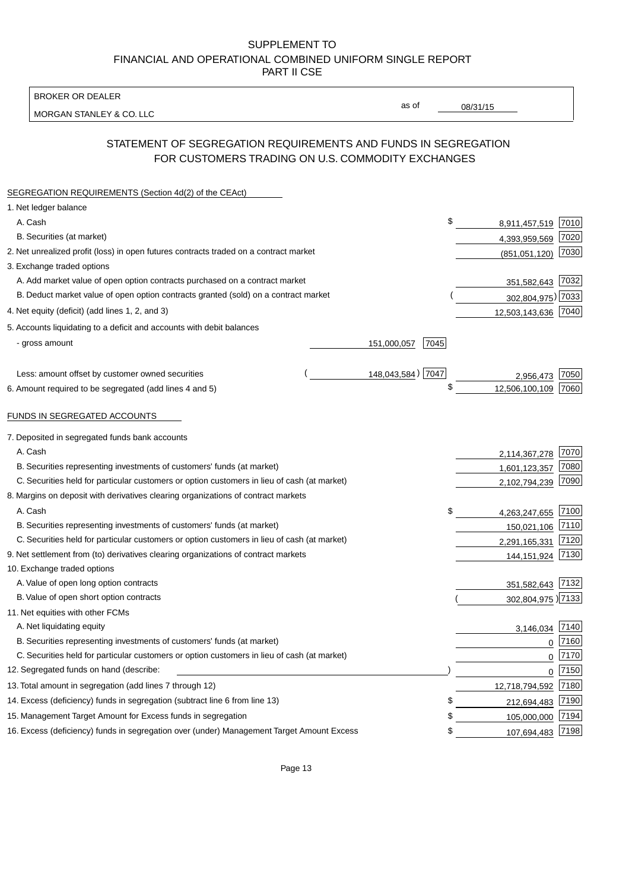SUPPLEMENT TO
FINANCIAL AND OPERATIONAL COMBINED UNIFORM SINGLE REPORT
PART II CSE

| BROKER OR DEALER | | |
|---|---|---|
| MORGAN STANLEY & CO. LLC | as of | 08/31/15 |

## STATEMENT OF SEGREGATION REQUIREMENTS AND FUNDS IN SEGREGATION FOR CUSTOMERS TRADING ON U.S. COMMODITY EXCHANGES

| SEGREGATION REQUIREMENTS (Section 4d(2) of the CEAct) | | | | |
|---|---|---|---|---|
| 1. Net ledger balance | | | | |
| A. Cash | | | $ 8,911,457,519 | 7010 |
| B. Securities (at market) | | | 4,393,959,569 | 7020 |
| 2. Net unrealized profit (loss) in open futures contracts traded on a contract market | | | (851,051,120) | 7030 |
| 3. Exchange traded options | | | | |
| A. Add market value of open option contracts purchased on a contract market | | | 351,582,643 | 7032 |
| B. Deduct market value of open option contracts granted (sold) on a contract market | | | ( 302,804,975) | 7033 |
| 4. Net equity (deficit) (add lines 1, 2, and 3) | | | 12,503,143,636 | 7040 |
| 5. Accounts liquidating to a deficit and accounts with debit balances | | | | |
| - gross amount | 151,000,057 | 7045 | | |
| Less: amount offset by customer owned securities | ( 148,043,584) | 7047 | 2,956,473 | 7050 |
| 6. Amount required to be segregated (add lines 4 and 5) | | | $ 12,506,100,109 | 7060 |
| FUNDS IN SEGREGATED ACCOUNTS | | | | |
| 7. Deposited in segregated funds bank accounts | | | | |
| A. Cash | | | 2,114,367,278 | 7070 |
| B. Securities representing investments of customers' funds (at market) | | | 1,601,123,357 | 7080 |
| C. Securities held for particular customers or option customers in lieu of cash (at market) | | | 2,102,794,239 | 7090 |
| 8. Margins on deposit with derivatives clearing organizations of contract markets | | | | |
| A. Cash | | | $ 4,263,247,655 | 7100 |
| B. Securities representing investments of customers' funds (at market) | | | 150,021,106 | 7110 |
| C. Securities held for particular customers or option customers in lieu of cash (at market) | | | 2,291,165,331 | 7120 |
| 9. Net settlement from (to) derivatives clearing organizations of contract markets | | | 144,151,924 | 7130 |
| 10. Exchange traded options | | | | |
| A. Value of open long option contracts | | | 351,582,643 | 7132 |
| B. Value of open short option contracts | | | ( 302,804,975) | 7133 |
| 11. Net equities with other FCMs | | | | |
| A. Net liquidating equity | | | 3,146,034 | 7140 |
| B. Securities representing investments of customers' funds (at market) | | | 0 | 7160 |
| C. Securities held for particular customers or option customers in lieu of cash (at market) | | | 0 | 7170 |
| 12. Segregated funds on hand (describe: ) | | | 0 | 7150 |
| 13. Total amount in segregation (add lines 7 through 12) | | | 12,718,794,592 | 7180 |
| 14. Excess (deficiency) funds in segregation (subtract line 6 from line 13) | | | $ 212,694,483 | 7190 |
| 15. Management Target Amount for Excess funds in segregation | | | $ 105,000,000 | 7194 |
| 16. Excess (deficiency) funds in segregation over (under) Management Target Amount Excess | | | $ 107,694,483 | 7198 |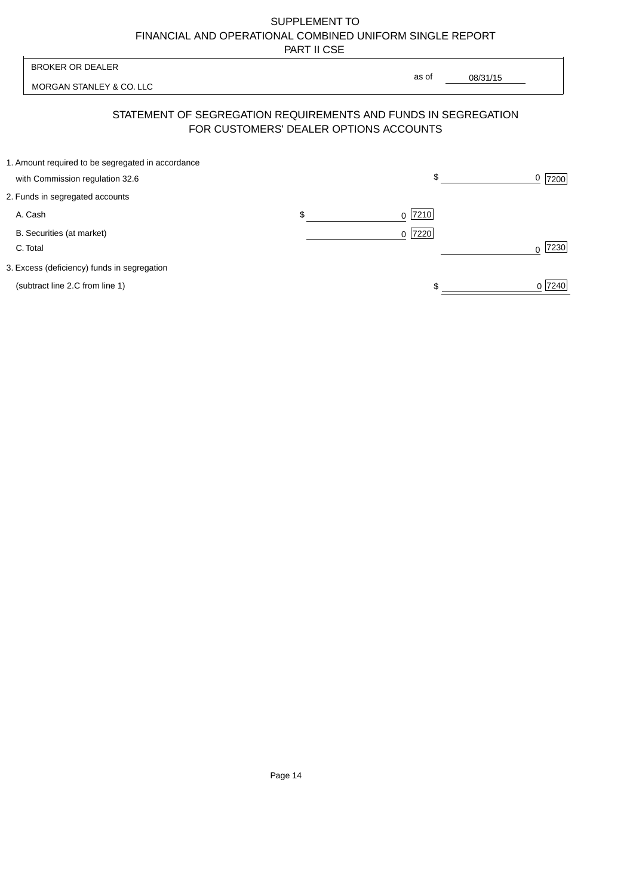SUPPLEMENT TO
FINANCIAL AND OPERATIONAL COMBINED UNIFORM SINGLE REPORT
PART II CSE

BROKER OR DEALER

MORGAN STANLEY & CO. LLC

as of 08/31/15

## STATEMENT OF SEGREGATION REQUIREMENTS AND FUNDS IN SEGREGATION FOR CUSTOMERS' DEALER OPTIONS ACCOUNTS

| | | | | |
|---|---|---|---|---|
| 1. Amount required to be segregated in accordance with Commission regulation 32.6 | | | $ 0 | 7200 |
| 2. Funds in segregated accounts | | | | |
| A. Cash | $ 0 | 7210 | | |
| B. Securities (at market) | 0 | 7220 | | |
| C. Total | | | 0 | 7230 |
| 3. Excess (deficiency) funds in segregation (subtract line 2.C from line 1) | | | $ 0 | 7240 |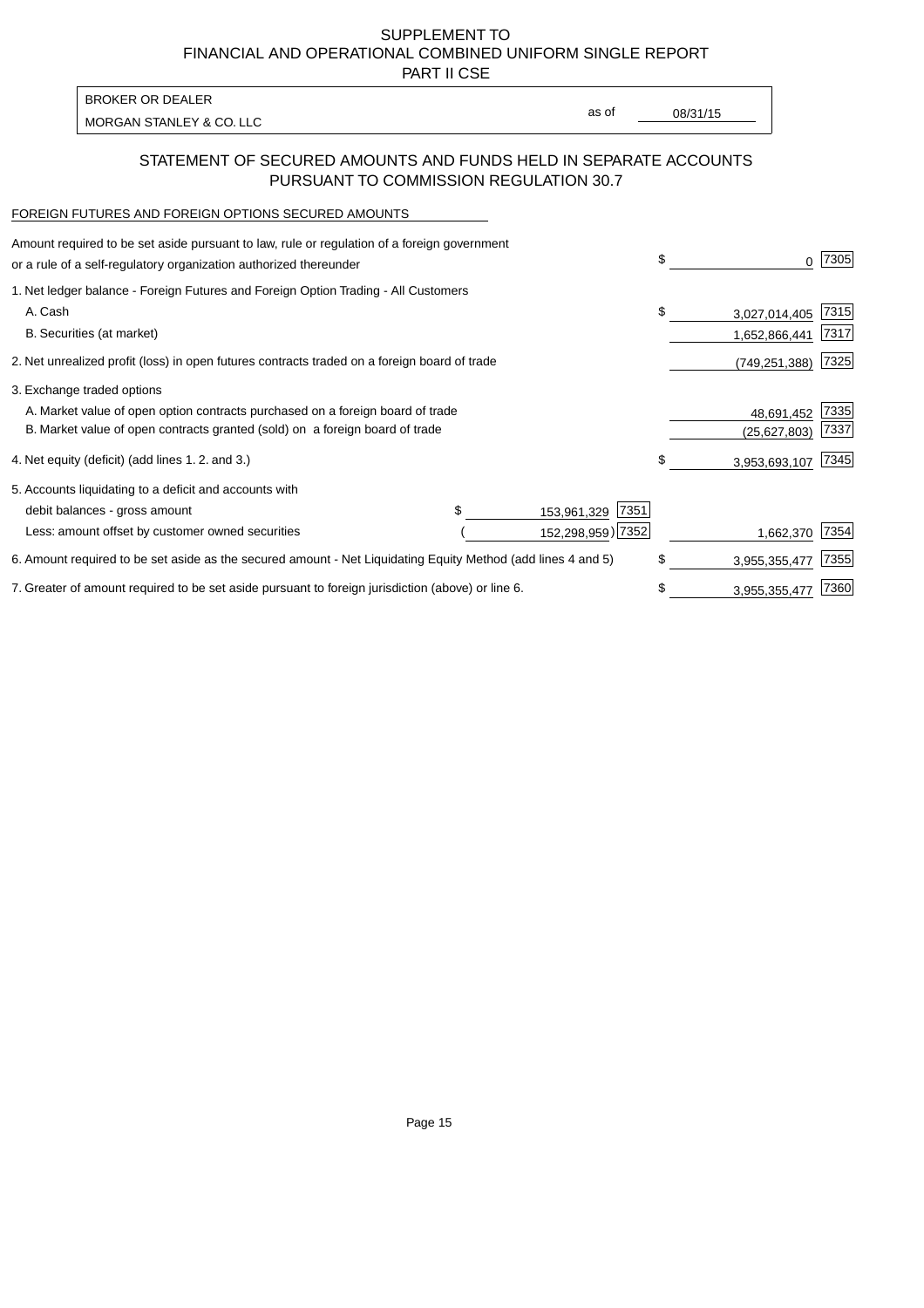SUPPLEMENT TO
FINANCIAL AND OPERATIONAL COMBINED UNIFORM SINGLE REPORT
PART II CSE

| BROKER OR DEALER | | |
|---|---|---|
| MORGAN STANLEY & CO. LLC | as of | 08/31/15 |

## STATEMENT OF SECURED AMOUNTS AND FUNDS HELD IN SEPARATE ACCOUNTS PURSUANT TO COMMISSION REGULATION 30.7

FOREIGN FUTURES AND FOREIGN OPTIONS SECURED AMOUNTS

| | | | | |
|---|---|---|---|---|
| Amount required to be set aside pursuant to law, rule or regulation of a foreign government or a rule of a self-regulatory organization authorized thereunder | | | $ 0 | 7305 |
| 1. Net ledger balance - Foreign Futures and Foreign Option Trading - All Customers | | | | |
| A. Cash | | | $ 3,027,014,405 | 7315 |
| B. Securities (at market) | | | 1,652,866,441 | 7317 |
| 2. Net unrealized profit (loss) in open futures contracts traded on a foreign board of trade | | | (749,251,388) | 7325 |
| 3. Exchange traded options | | | | |
| A. Market value of open option contracts purchased on a foreign board of trade | | | 48,691,452 | 7335 |
| B. Market value of open contracts granted (sold) on a foreign board of trade | | | (25,627,803) | 7337 |
| 4. Net equity (deficit) (add lines 1. 2. and 3.) | | | $ 3,953,693,107 | 7345 |
| 5. Accounts liquidating to a deficit and accounts with | | | | |
| debit balances - gross amount | $ 153,961,329 | 7351 | | |
| Less: amount offset by customer owned securities | (152,298,959) | 7352 | 1,662,370 | 7354 |
| 6. Amount required to be set aside as the secured amount - Net Liquidating Equity Method (add lines 4 and 5) | | | $ 3,955,355,477 | 7355 |
| 7. Greater of amount required to be set aside pursuant to foreign jurisdiction (above) or line 6. | | | $ 3,955,355,477 | 7360 |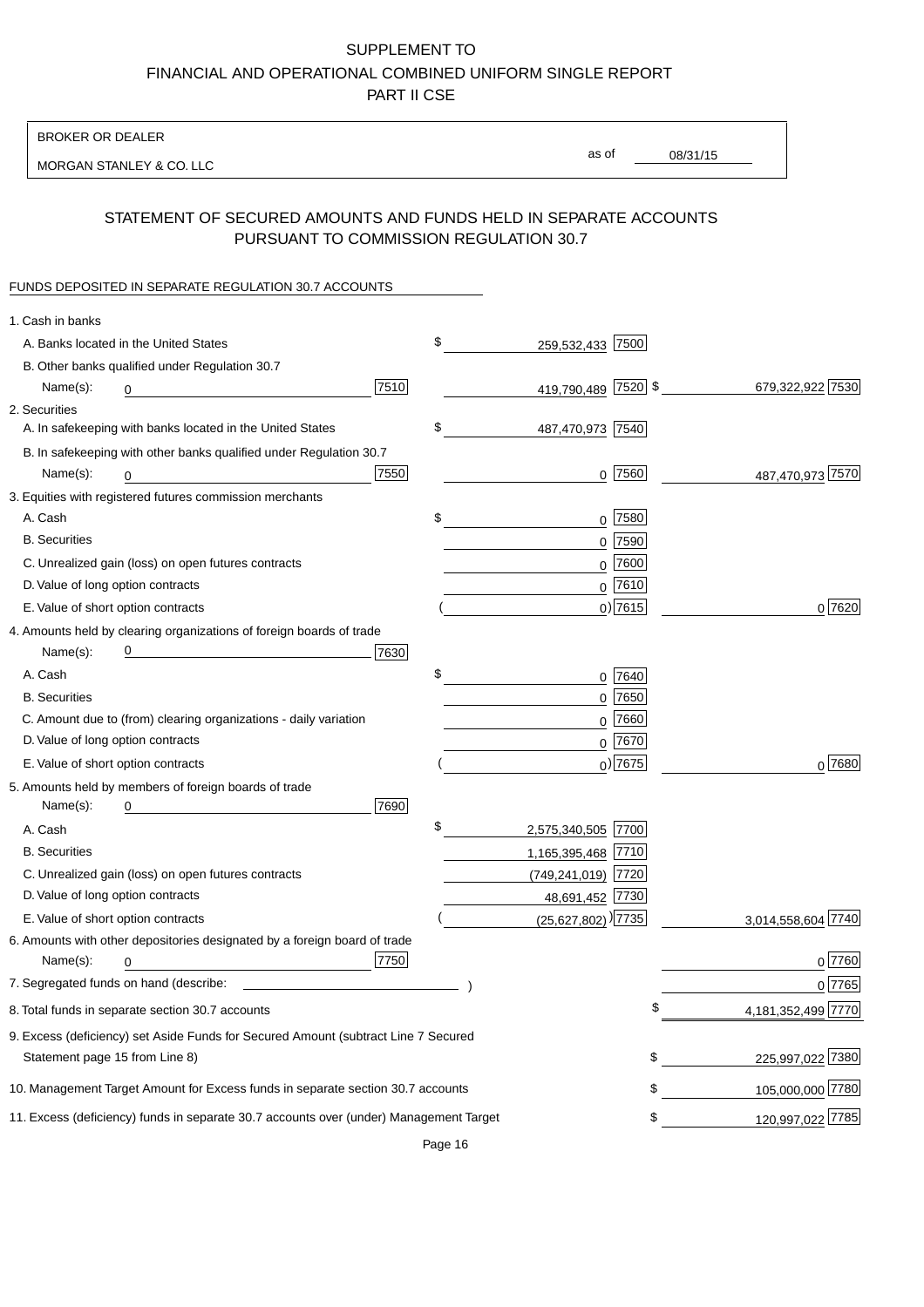# SUPPLEMENT TO
# FINANCIAL AND OPERATIONAL COMBINED UNIFORM SINGLE REPORT
# PART II CSE

BROKER OR DEALER

MORGAN STANLEY & CO. LLC

as of 08/31/15

## STATEMENT OF SECURED AMOUNTS AND FUNDS HELD IN SEPARATE ACCOUNTS PURSUANT TO COMMISSION REGULATION 30.7

FUNDS DEPOSITED IN SEPARATE REGULATION 30.7 ACCOUNTS

| Item | | Amount | Code | Total | Code |
|---|---|---|---|---|---|
| 1. Cash in banks | | | | | |
| A. Banks located in the United States | | $ 259,532,433 | 7500 | | |
| B. Other banks qualified under Regulation 30.7 Name(s): 0 | 7510 | 419,790,489 | 7520 | $ 679,322,922 | 7530 |
| 2. Securities | | | | | |
| A. In safekeeping with banks located in the United States | | $ 487,470,973 | 7540 | | |
| B. In safekeeping with other banks qualified under Regulation 30.7 Name(s): 0 | 7550 | 0 | 7560 | 487,470,973 | 7570 |
| 3. Equities with registered futures commission merchants | | | | | |
| A. Cash | | $ 0 | 7580 | | |
| B. Securities | | 0 | 7590 | | |
| C. Unrealized gain (loss) on open futures contracts | | 0 | 7600 | | |
| D. Value of long option contracts | | 0 | 7610 | | |
| E. Value of short option contracts | | ( 0) | 7615 | 0 | 7620 |
| 4. Amounts held by clearing organizations of foreign boards of trade Name(s): 0 | 7630 | | | | |
| A. Cash | | $ 0 | 7640 | | |
| B. Securities | | 0 | 7650 | | |
| C. Amount due to (from) clearing organizations - daily variation | | 0 | 7660 | | |
| D. Value of long option contracts | | 0 | 7670 | | |
| E. Value of short option contracts | | ( 0) | 7675 | 0 | 7680 |
| 5. Amounts held by members of foreign boards of trade Name(s): 0 | 7690 | | | | |
| A. Cash | | $ 2,575,340,505 | 7700 | | |
| B. Securities | | 1,165,395,468 | 7710 | | |
| C. Unrealized gain (loss) on open futures contracts | | (749,241,019) | 7720 | | |
| D. Value of long option contracts | | 48,691,452 | 7730 | | |
| E. Value of short option contracts | | ( (25,627,802) ) | 7735 | 3,014,558,604 | 7740 |
| 6. Amounts with other depositories designated by a foreign board of trade Name(s): 0 | 7750 | | | 0 | 7760 |
| 7. Segregated funds on hand (describe: ) | | | | 0 | 7765 |
| 8. Total funds in separate section 30.7 accounts | | | | $ 4,181,352,499 | 7770 |
| 9. Excess (deficiency) set Aside Funds for Secured Amount (subtract Line 7 Secured Statement page 15 from Line 8) | | | | $ 225,997,022 | 7380 |
| 10. Management Target Amount for Excess funds in separate section 30.7 accounts | | | | $ 105,000,000 | 7780 |
| 11. Excess (deficiency) funds in separate 30.7 accounts over (under) Management Target | | | | $ 120,997,022 | 7785 |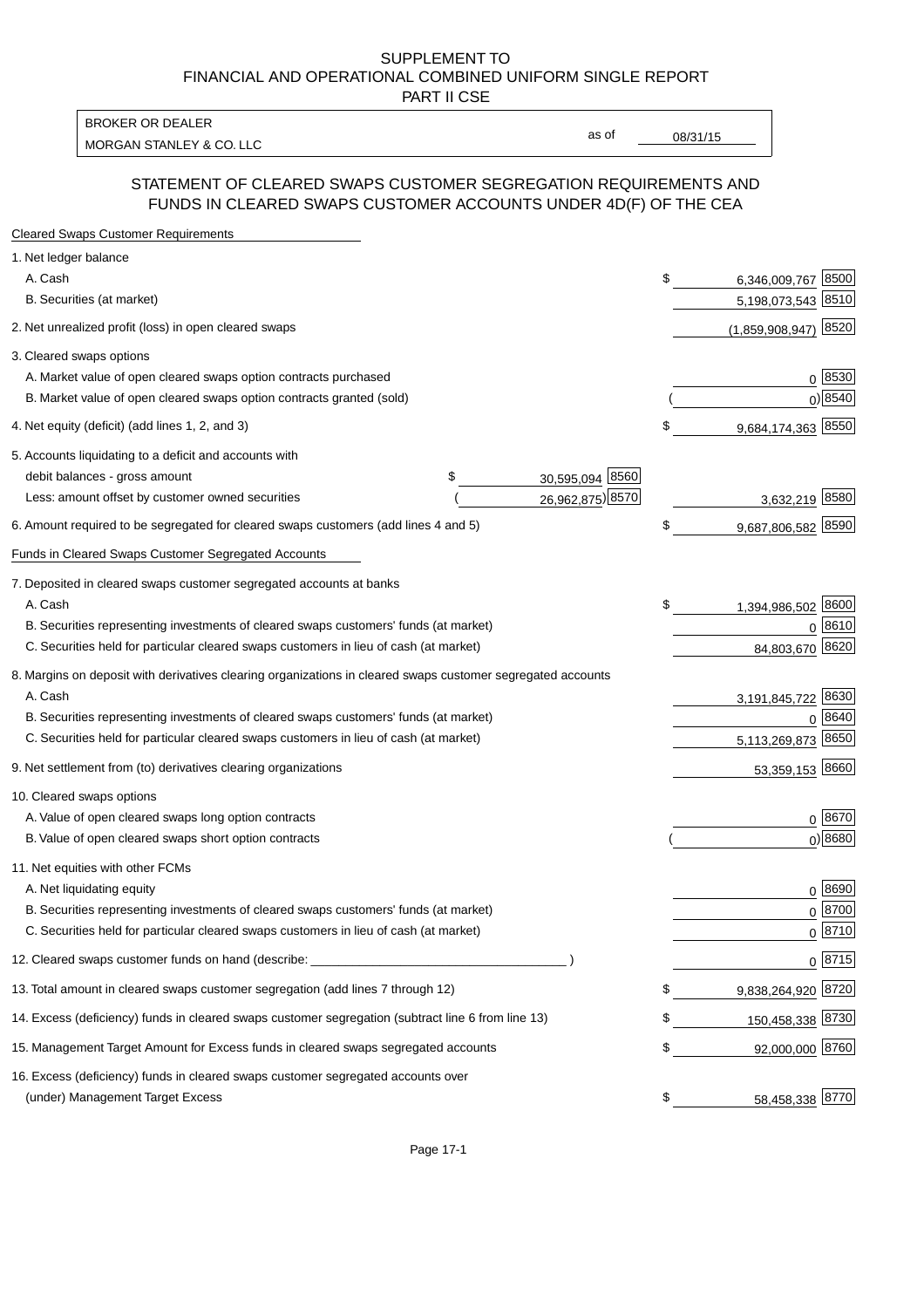SUPPLEMENT TO
FINANCIAL AND OPERATIONAL COMBINED UNIFORM SINGLE REPORT
PART II CSE

| BROKER OR DEALER | | |
|---|---|---|
| MORGAN STANLEY & CO. LLC | as of | 08/31/15 |

## STATEMENT OF CLEARED SWAPS CUSTOMER SEGREGATION REQUIREMENTS AND FUNDS IN CLEARED SWAPS CUSTOMER ACCOUNTS UNDER 4D(F) OF THE CEA

| | | | | |
|---|---|---|---|---|
| **Cleared Swaps Customer Requirements** | | | | |
| 1. Net ledger balance | | | | |
| A. Cash | | | $ 6,346,009,767 | 8500 |
| B. Securities (at market) | | | 5,198,073,543 | 8510 |
| 2. Net unrealized profit (loss) in open cleared swaps | | | (1,859,908,947) | 8520 |
| 3. Cleared swaps options | | | | |
| A. Market value of open cleared swaps option contracts purchased | | | 0 | 8530 |
| B. Market value of open cleared swaps option contracts granted (sold) | | | ( 0) | 8540 |
| 4. Net equity (deficit) (add lines 1, 2, and 3) | | | $ 9,684,174,363 | 8550 |
| 5. Accounts liquidating to a deficit and accounts with | | | | |
| debit balances - gross amount | $ 30,595,094 | 8560 | | |
| Less: amount offset by customer owned securities | ( 26,962,875) | 8570 | 3,632,219 | 8580 |
| 6. Amount required to be segregated for cleared swaps customers (add lines 4 and 5) | | | $ 9,687,806,582 | 8590 |
| **Funds in Cleared Swaps Customer Segregated Accounts** | | | | |
| 7. Deposited in cleared swaps customer segregated accounts at banks | | | | |
| A. Cash | | | $ 1,394,986,502 | 8600 |
| B. Securities representing investments of cleared swaps customers' funds (at market) | | | 0 | 8610 |
| C. Securities held for particular cleared swaps customers in lieu of cash (at market) | | | 84,803,670 | 8620 |
| 8. Margins on deposit with derivatives clearing organizations in cleared swaps customer segregated accounts | | | | |
| A. Cash | | | 3,191,845,722 | 8630 |
| B. Securities representing investments of cleared swaps customers' funds (at market) | | | 0 | 8640 |
| C. Securities held for particular cleared swaps customers in lieu of cash (at market) | | | 5,113,269,873 | 8650 |
| 9. Net settlement from (to) derivatives clearing organizations | | | 53,359,153 | 8660 |
| 10. Cleared swaps options | | | | |
| A. Value of open cleared swaps long option contracts | | | 0 | 8670 |
| B. Value of open cleared swaps short option contracts | | | ( 0) | 8680 |
| 11. Net equities with other FCMs | | | | |
| A. Net liquidating equity | | | 0 | 8690 |
| B. Securities representing investments of cleared swaps customers' funds (at market) | | | 0 | 8700 |
| C. Securities held for particular cleared swaps customers in lieu of cash (at market) | | | 0 | 8710 |
| 12. Cleared swaps customer funds on hand (describe: ____________________ ) | | | 0 | 8715 |
| 13. Total amount in cleared swaps customer segregation (add lines 7 through 12) | | | $ 9,838,264,920 | 8720 |
| 14. Excess (deficiency) funds in cleared swaps customer segregation (subtract line 6 from line 13) | | | $ 150,458,338 | 8730 |
| 15. Management Target Amount for Excess funds in cleared swaps segregated accounts | | | $ 92,000,000 | 8760 |
| 16. Excess (deficiency) funds in cleared swaps customer segregated accounts over (under) Management Target Excess | | | $ 58,458,338 | 8770 |

Page 17-1